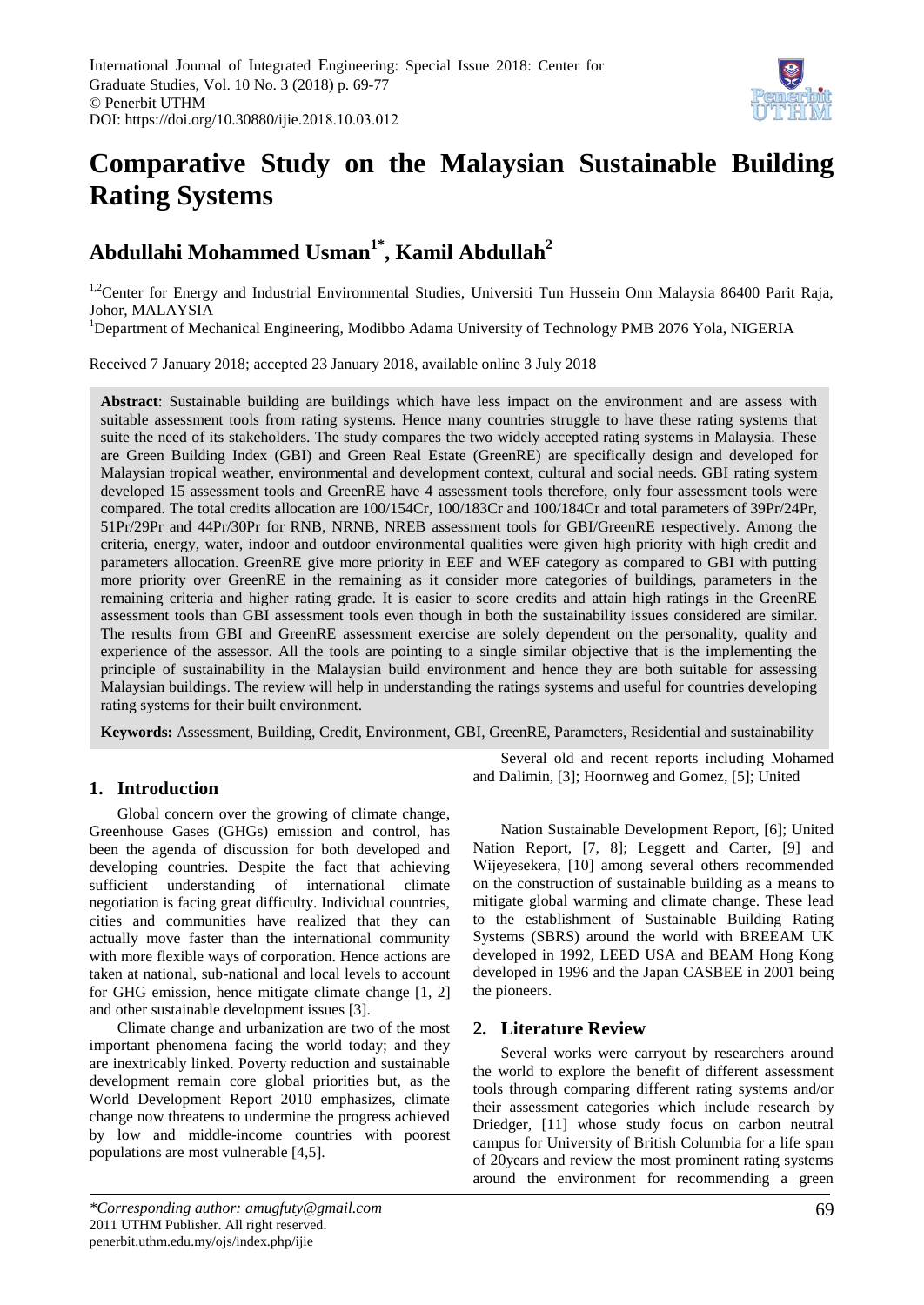# Comparative Study on the Malaysian Sustainable Building Rating Systems

## Abdullahi Mohammed Usman[1*], Kamil Abdullah[2]

[1,2]Center for Energy and Industrial Environmental Studies, Universiti Tun Hussein Onn Malaysia 86400 Parit Raja, Johor, MALAYSIA

[1]Department of Mechanical Engineering, Modibbo Adama University of Technology PMB 2076 Yola, NIGERIA

Received 7 January 2018; accepted 23 January 2018, available online 3 July 2018

**Abstract**: Sustainable building are buildings which have less impact on the environment and are assess with suitable assessment tools from rating systems. Hence many countries struggle to have these rating systems that suite the need of its stakeholders. The study compares the two widely accepted rating systems in Malaysia. These are Green Building Index (GBI) and Green Real Estate (GreenRE) are specifically design and developed for Malaysian tropical weather, environmental and development context, cultural and social needs. GBI rating system developed 15 assessment tools and GreenRE have 4 assessment tools therefore, only four assessment tools were compared. The total credits allocation are 100/154Cr, 100/183Cr and 100/184Cr and total parameters of 39Pr/24Pr, 51Pr/29Pr and 44Pr/30Pr for RNB, NRNB, NREB assessment tools for GBI/GreenRE respectively. Among the criteria, energy, water, indoor and outdoor environmental qualities were given high priority with high credit and parameters allocation. GreenRE give more priority in EEF and WEF category as compared to GBI with putting more priority over GreenRE in the remaining as it consider more categories of buildings, parameters in the remaining criteria and higher rating grade. It is easier to score credits and attain high ratings in the GreenRE assessment tools than GBI assessment tools even though in both the sustainability issues considered are similar. The results from GBI and GreenRE assessment exercise are solely dependent on the personality, quality and experience of the assessor. All the tools are pointing to a single similar objective that is the implementing the principle of sustainability in the Malaysian build environment and hence they are both suitable for assessing Malaysian buildings. The review will help in understanding the ratings systems and useful for countries developing rating systems for their built environment.

**Keywords:** Assessment, Building, Credit, Environment, GBI, GreenRE, Parameters, Residential and sustainability

## 1. Introduction

Global concern over the growing of climate change, Greenhouse Gases (GHGs) emission and control, has been the agenda of discussion for both developed and developing countries. Despite the fact that achieving sufficient understanding of international climate negotiation is facing great difficulty. Individual countries, cities and communities have realized that they can actually move faster than the international community with more flexible ways of corporation. Hence actions are taken at national, sub-national and local levels to account for GHG emission, hence mitigate climate change [1, 2] and other sustainable development issues [3].

Climate change and urbanization are two of the most important phenomena facing the world today; and they are inextricably linked. Poverty reduction and sustainable development remain core global priorities but, as the World Development Report 2010 emphasizes, climate change now threatens to undermine the progress achieved by low and middle-income countries with poorest populations are most vulnerable [4,5].

Several old and recent reports including Mohamed and Dalimin, [3]; Hoornweg and Gomez, [5]; United Nation Sustainable Development Report, [6]; United Nation Report, [7, 8]; Leggett and Carter, [9] and Wijeyesekera, [10] among several others recommended on the construction of sustainable building as a means to mitigate global warming and climate change. These lead to the establishment of Sustainable Building Rating Systems (SBRS) around the world with BREEAM UK developed in 1992, LEED USA and BEAM Hong Kong developed in 1996 and the Japan CASBEE in 2001 being the pioneers.

## 2. Literature Review

Several works were carryout by researchers around the world to explore the benefit of different assessment tools through comparing different rating systems and/or their assessment categories which include research by Driedger, [11] whose study focus on carbon neutral campus for University of British Columbia for a life span of 20years and review the most prominent rating systems around the environment for recommending a green

*\*Corresponding author: amugfuty@gmail.com*
2011 UTHM Publisher. All right reserved.
penerbit.uthm.edu.my/ojs/index.php/ijie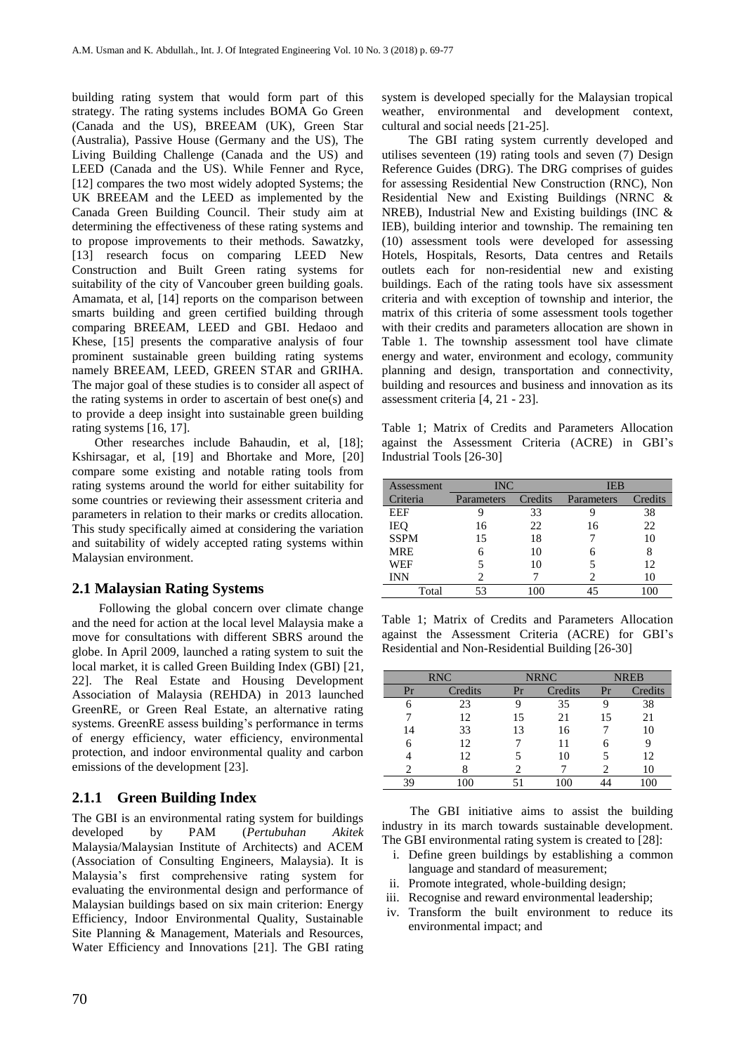building rating system that would form part of this strategy. The rating systems includes BOMA Go Green (Canada and the US), BREEAM (UK), Green Star (Australia), Passive House (Germany and the US), The Living Building Challenge (Canada and the US) and LEED (Canada and the US). While Fenner and Ryce, [12] compares the two most widely adopted Systems; the UK BREEAM and the LEED as implemented by the Canada Green Building Council. Their study aim at determining the effectiveness of these rating systems and to propose improvements to their methods. Sawatzky, [13] research focus on comparing LEED New Construction and Built Green rating systems for suitability of the city of Vancouber green building goals. Amamata, et al, [14] reports on the comparison between smarts building and green certified building through comparing BREEAM, LEED and GBI. Hedaoo and Khese, [15] presents the comparative analysis of four prominent sustainable green building rating systems namely BREEAM, LEED, GREEN STAR and GRIHA. The major goal of these studies is to consider all aspect of the rating systems in order to ascertain of best one(s) and to provide a deep insight into sustainable green building rating systems [16, 17].

Other researches include Bahaudin, et al, [18]; Kshirsagar, et al, [19] and Bhortake and More, [20] compare some existing and notable rating tools from rating systems around the world for either suitability for some countries or reviewing their assessment criteria and parameters in relation to their marks or credits allocation. This study specifically aimed at considering the variation and suitability of widely accepted rating systems within Malaysian environment.

## 2.1 Malaysian Rating Systems

Following the global concern over climate change and the need for action at the local level Malaysia make a move for consultations with different SBRS around the globe. In April 2009, launched a rating system to suit the local market, it is called Green Building Index (GBI) [21, 22]. The Real Estate and Housing Development Association of Malaysia (REHDA) in 2013 launched GreenRE, or Green Real Estate, an alternative rating systems. GreenRE assess building's performance in terms of energy efficiency, water efficiency, environmental protection, and indoor environmental quality and carbon emissions of the development [23].

### 2.1.1 Green Building Index

The GBI is an environmental rating system for buildings developed by PAM (*Pertubuhan Akitek* Malaysia/Malaysian Institute of Architects) and ACEM (Association of Consulting Engineers, Malaysia). It is Malaysia's first comprehensive rating system for evaluating the environmental design and performance of Malaysian buildings based on six main criterion: Energy Efficiency, Indoor Environmental Quality, Sustainable Site Planning & Management, Materials and Resources, Water Efficiency and Innovations [21]. The GBI rating system is developed specially for the Malaysian tropical weather, environmental and development context, cultural and social needs [21-25].

The GBI rating system currently developed and utilises seventeen (19) rating tools and seven (7) Design Reference Guides (DRG). The DRG comprises of guides for assessing Residential New Construction (RNC), Non Residential New and Existing Buildings (NRNC & NREB), Industrial New and Existing buildings (INC & IEB), building interior and township. The remaining ten (10) assessment tools were developed for assessing Hotels, Hospitals, Resorts, Data centres and Retails outlets each for non-residential new and existing buildings. Each of the rating tools have six assessment criteria and with exception of township and interior, the matrix of this criteria of some assessment tools together with their credits and parameters allocation are shown in Table 1. The township assessment tool have climate energy and water, environment and ecology, community planning and design, transportation and connectivity, building and resources and business and innovation as its assessment criteria [4, 21 - 23].

Table 1; Matrix of Credits and Parameters Allocation against the Assessment Criteria (ACRE) in GBI's Industrial Tools [26-30]

| Assessment | INC | | IEB | |
|---|---|---|---|---|
| Criteria | Parameters | Credits | Parameters | Credits |
| EEF | 9 | 33 | 9 | 38 |
| IEQ | 16 | 22 | 16 | 22 |
| SSPM | 15 | 18 | 7 | 10 |
| MRE | 6 | 10 | 6 | 8 |
| WEF | 5 | 10 | 5 | 12 |
| INN | 2 | 7 | 2 | 10 |
| Total | 53 | 100 | 45 | 100 |

Table 1; Matrix of Credits and Parameters Allocation against the Assessment Criteria (ACRE) for GBI's Residential and Non-Residential Building [26-30]

| RNC | | NRNC | | NREB | |
|---|---|---|---|---|---|
| Pr | Credits | Pr | Credits | Pr | Credits |
| 6 | 23 | 9 | 35 | 9 | 38 |
| 7 | 12 | 15 | 21 | 15 | 21 |
| 14 | 33 | 13 | 16 | 7 | 10 |
| 6 | 12 | 7 | 11 | 6 | 9 |
| 4 | 12 | 5 | 10 | 5 | 12 |
| 2 | 8 | 2 | 7 | 2 | 10 |
| 39 | 100 | 51 | 100 | 44 | 100 |

The GBI initiative aims to assist the building industry in its march towards sustainable development. The GBI environmental rating system is created to [28]:

i. Define green buildings by establishing a common language and standard of measurement;
ii. Promote integrated, whole-building design;
iii. Recognise and reward environmental leadership;
iv. Transform the built environment to reduce its environmental impact; and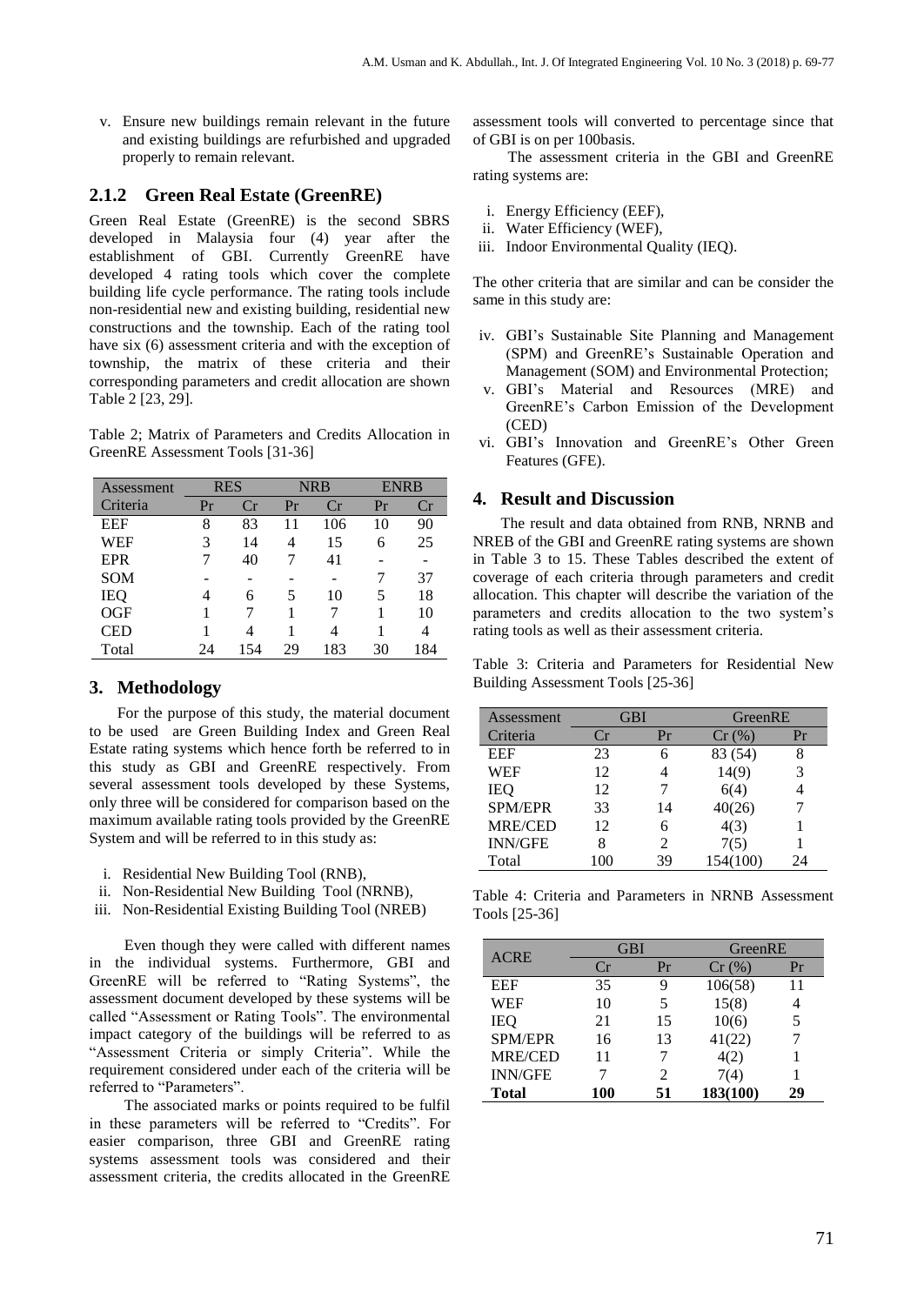v. Ensure new buildings remain relevant in the future and existing buildings are refurbished and upgraded properly to remain relevant.

### 2.1.2 Green Real Estate (GreenRE)

Green Real Estate (GreenRE) is the second SBRS developed in Malaysia four (4) year after the establishment of GBI. Currently GreenRE have developed 4 rating tools which cover the complete building life cycle performance. The rating tools include non-residential new and existing building, residential new constructions and the township. Each of the rating tool have six (6) assessment criteria and with the exception of township, the matrix of these criteria and their corresponding parameters and credit allocation are shown Table 2 [23, 29].

Table 2; Matrix of Parameters and Credits Allocation in GreenRE Assessment Tools [31-36]

| Assessment | RES | | NRB | | ENRB | |
|---|---|---|---|---|---|---|
| Criteria | Pr | Cr | Pr | Cr | Pr | Cr |
| EEF | 8 | 83 | 11 | 106 | 10 | 90 |
| WEF | 3 | 14 | 4 | 15 | 6 | 25 |
| EPR | 7 | 40 | 7 | 41 | - | - |
| SOM | - | - | - | - | 7 | 37 |
| IEQ | 4 | 6 | 5 | 10 | 5 | 18 |
| OGF | 1 | 7 | 1 | 7 | 1 | 10 |
| CED | 1 | 4 | 1 | 4 | 1 | 4 |
| Total | 24 | 154 | 29 | 183 | 30 | 184 |

## 3. Methodology

For the purpose of this study, the material document to be used are Green Building Index and Green Real Estate rating systems which hence forth be referred to in this study as GBI and GreenRE respectively. From several assessment tools developed by these Systems, only three will be considered for comparison based on the maximum available rating tools provided by the GreenRE System and will be referred to in this study as:

i. Residential New Building Tool (RNB),
ii. Non-Residential New Building Tool (NRNB),
iii. Non-Residential Existing Building Tool (NREB)

Even though they were called with different names in the individual systems. Furthermore, GBI and GreenRE will be referred to "Rating Systems", the assessment document developed by these systems will be called "Assessment or Rating Tools". The environmental impact category of the buildings will be referred to as "Assessment Criteria or simply Criteria". While the requirement considered under each of the criteria will be referred to "Parameters".

The associated marks or points required to be fulfil in these parameters will be referred to "Credits". For easier comparison, three GBI and GreenRE rating systems assessment tools was considered and their assessment criteria, the credits allocated in the GreenRE assessment tools will converted to percentage since that of GBI is on per 100basis.

The assessment criteria in the GBI and GreenRE rating systems are:

i. Energy Efficiency (EEF),
ii. Water Efficiency (WEF),
iii. Indoor Environmental Quality (IEQ).

The other criteria that are similar and can be consider the same in this study are:

iv. GBI's Sustainable Site Planning and Management (SPM) and GreenRE's Sustainable Operation and Management (SOM) and Environmental Protection;
v. GBI's Material and Resources (MRE) and GreenRE's Carbon Emission of the Development (CED)
vi. GBI's Innovation and GreenRE's Other Green Features (GFE).

## 4. Result and Discussion

The result and data obtained from RNB, NRNB and NREB of the GBI and GreenRE rating systems are shown in Table 3 to 15. These Tables described the extent of coverage of each criteria through parameters and credit allocation. This chapter will describe the variation of the parameters and credits allocation to the two system's rating tools as well as their assessment criteria.

Table 3: Criteria and Parameters for Residential New Building Assessment Tools [25-36]

| Assessment | GBI | | GreenRE | |
|---|---|---|---|---|
| Criteria | Cr | Pr | Cr (%) | Pr |
| EEF | 23 | 6 | 83 (54) | 8 |
| WEF | 12 | 4 | 14(9) | 3 |
| IEQ | 12 | 7 | 6(4) | 4 |
| SPM/EPR | 33 | 14 | 40(26) | 7 |
| MRE/CED | 12 | 6 | 4(3) | 1 |
| INN/GFE | 8 | 2 | 7(5) | 1 |
| Total | 100 | 39 | 154(100) | 24 |

Table 4: Criteria and Parameters in NRNB Assessment Tools [25-36]

| ACRE | GBI | | GreenRE | |
|---|---|---|---|---|
| | Cr | Pr | Cr (%) | Pr |
| EEF | 35 | 9 | 106(58) | 11 |
| WEF | 10 | 5 | 15(8) | 4 |
| IEQ | 21 | 15 | 10(6) | 5 |
| SPM/EPR | 16 | 13 | 41(22) | 7 |
| MRE/CED | 11 | 7 | 4(2) | 1 |
| INN/GFE | 7 | 2 | 7(4) | 1 |
| **Total** | **100** | **51** | **183(100)** | **29** |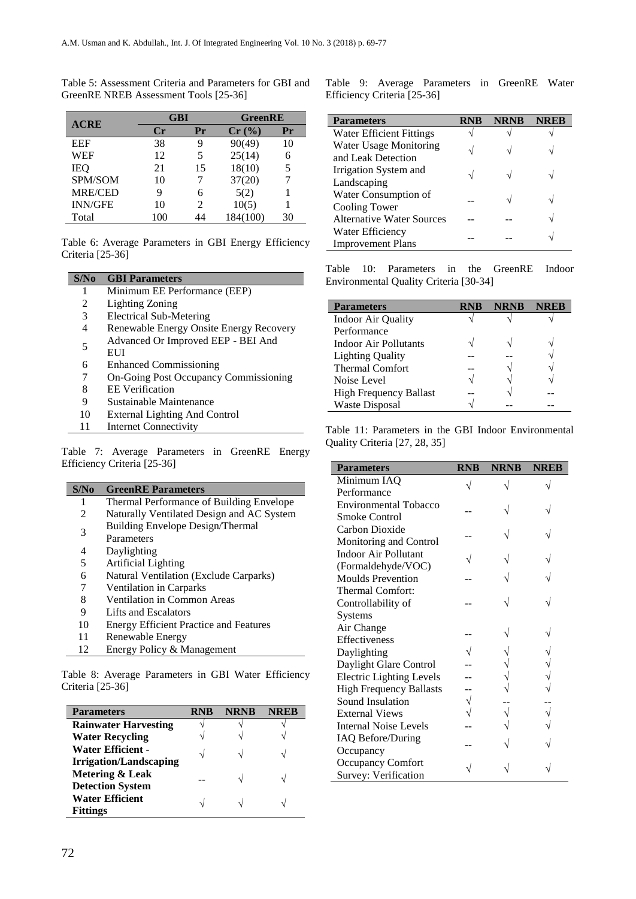Table 5: Assessment Criteria and Parameters for GBI and GreenRE NREB Assessment Tools [25-36]

| ACRE | GBI | | GreenRE | |
|---|---|---|---|---|
| | Cr | Pr | Cr (%) | Pr |
| EEF | 38 | 9 | 90(49) | 10 |
| WEF | 12 | 5 | 25(14) | 6 |
| IEQ | 21 | 15 | 18(10) | 5 |
| SPM/SOM | 10 | 7 | 37(20) | 7 |
| MRE/CED | 9 | 6 | 5(2) | 1 |
| INN/GFE | 10 | 2 | 10(5) | 1 |
| Total | 100 | 44 | 184(100) | 30 |

Table 6: Average Parameters in GBI Energy Efficiency Criteria [25-36]

| S/No | GBI Parameters |
|---|---|
| 1 | Minimum EE Performance (EEP) |
| 2 | Lighting Zoning |
| 3 | Electrical Sub-Metering |
| 4 | Renewable Energy Onsite Energy Recovery |
| 5 | Advanced Or Improved EEP - BEI And EUI |
| 6 | Enhanced Commissioning |
| 7 | On-Going Post Occupancy Commissioning |
| 8 | EE Verification |
| 9 | Sustainable Maintenance |
| 10 | External Lighting And Control |
| 11 | Internet Connectivity |

Table 7: Average Parameters in GreenRE Energy Efficiency Criteria [25-36]

| S/No | GreenRE Parameters |
|---|---|
| 1 | Thermal Performance of Building Envelope |
| 2 | Naturally Ventilated Design and AC System |
| 3 | Building Envelope Design/Thermal Parameters |
| 4 | Daylighting |
| 5 | Artificial Lighting |
| 6 | Natural Ventilation (Exclude Carparks) |
| 7 | Ventilation in Carparks |
| 8 | Ventilation in Common Areas |
| 9 | Lifts and Escalators |
| 10 | Energy Efficient Practice and Features |
| 11 | Renewable Energy |
| 12 | Energy Policy & Management |

Table 8: Average Parameters in GBI Water Efficiency Criteria [25-36]

| Parameters | RNB | NRNB | NREB |
|---|---|---|---|
| **Rainwater Harvesting** | √ | √ | √ |
| **Water Recycling** | √ | √ | √ |
| **Water Efficient - Irrigation/Landscaping** | √ | √ | √ |
| **Metering & Leak Detection System** | -- | √ | √ |
| **Water Efficient Fittings** | √ | √ | √ |

Table 9: Average Parameters in GreenRE Water Efficiency Criteria [25-36]

| Parameters | RNB | NRNB | NREB |
|---|---|---|---|
| Water Efficient Fittings | √ | √ | √ |
| Water Usage Monitoring and Leak Detection | √ | √ | √ |
| Irrigation System and Landscaping | √ | √ | √ |
| Water Consumption of Cooling Tower | -- | √ | √ |
| Alternative Water Sources | -- | -- | √ |
| Water Efficiency Improvement Plans | -- | -- | √ |

Table 10: Parameters in the GreenRE Indoor Environmental Quality Criteria [30-34]

| Parameters | RNB | NRNB | NREB |
|---|---|---|---|
| Indoor Air Quality Performance | √ | √ | √ |
| Indoor Air Pollutants | √ | √ | √ |
| Lighting Quality | -- | -- | √ |
| Thermal Comfort | -- | √ | √ |
| Noise Level | √ | √ | √ |
| High Frequency Ballast | -- | √ | -- |
| Waste Disposal | √ | -- | -- |

Table 11: Parameters in the GBI Indoor Environmental Quality Criteria [27, 28, 35]

| Parameters | RNB | NRNB | NREB |
|---|---|---|---|
| Minimum IAQ Performance | √ | √ | √ |
| Environmental Tobacco Smoke Control | -- | √ | √ |
| Carbon Dioxide Monitoring and Control | -- | √ | √ |
| Indoor Air Pollutant (Formaldehyde/VOC) | √ | √ | √ |
| Moulds Prevention | -- | √ | √ |
| Thermal Comfort: Controllability of Systems | -- | √ | √ |
| Air Change Effectiveness | -- | √ | √ |
| Daylighting | √ | √ | √ |
| Daylight Glare Control | -- | √ | √ |
| Electric Lighting Levels | -- | √ | √ |
| High Frequency Ballasts | -- | √ | √ |
| Sound Insulation | √ | -- | -- |
| External Views | √ | √ | √ |
| Internal Noise Levels | -- | √ | √ |
| IAQ Before/During Occupancy | -- | √ | √ |
| Occupancy Comfort Survey: Verification | √ | √ | √ |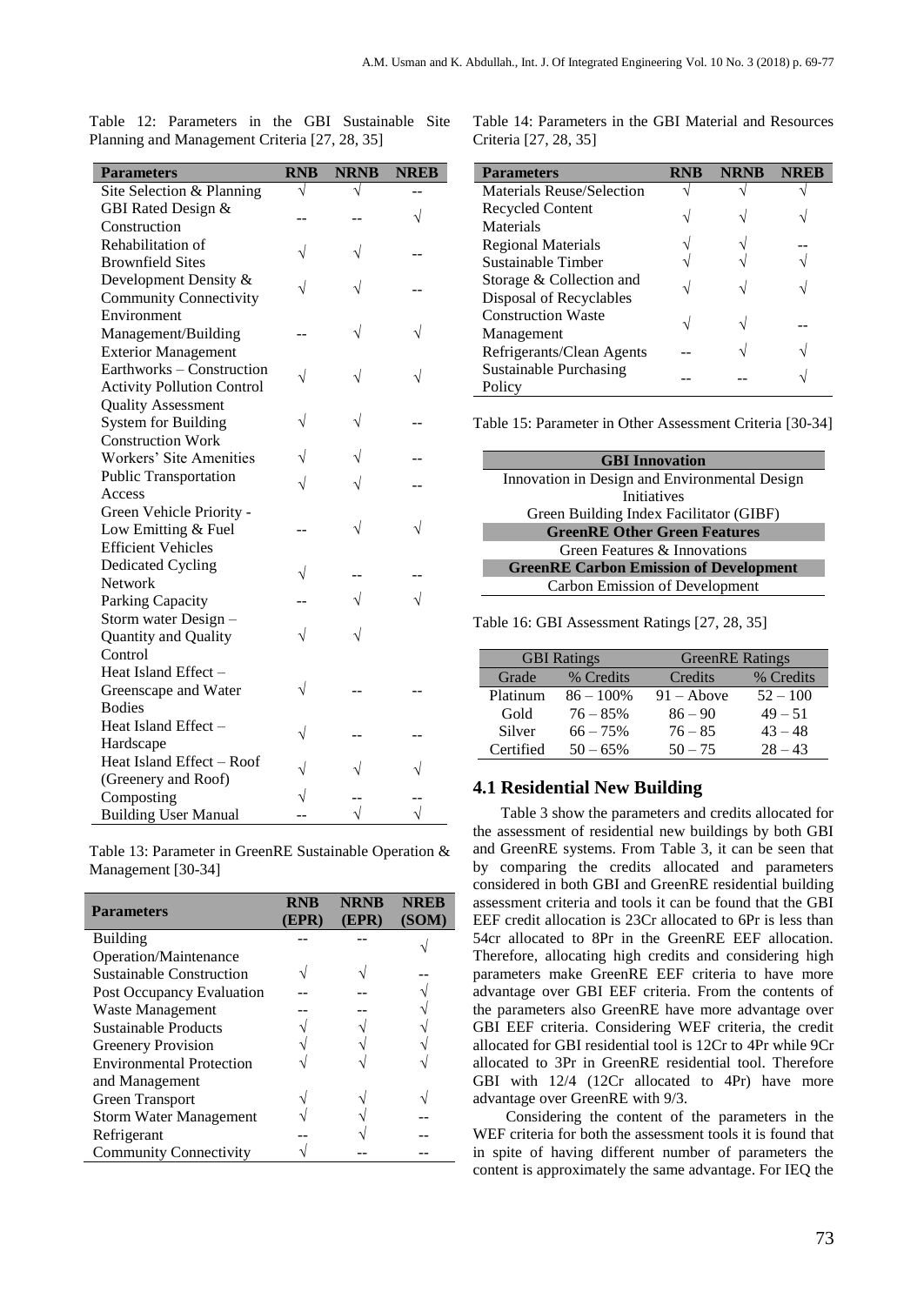Table 12: Parameters in the GBI Sustainable Site Planning and Management Criteria [27, 28, 35]

| Parameters | RNB | NRNB | NREB |
|---|---|---|---|
| Site Selection & Planning | √ | √ | -- |
| GBI Rated Design & Construction | -- | -- | √ |
| Rehabilitation of Brownfield Sites | √ | √ | -- |
| Development Density & Community Connectivity | √ | √ | -- |
| Environment Management/Building Exterior Management | -- | √ | √ |
| Earthworks – Construction Activity Pollution Control | √ | √ | √ |
| Quality Assessment System for Building Construction Work | √ | √ | -- |
| Workers' Site Amenities | √ | √ | -- |
| Public Transportation Access | √ | √ | -- |
| Green Vehicle Priority - Low Emitting & Fuel Efficient Vehicles | -- | √ | √ |
| Dedicated Cycling Network | √ | -- | -- |
| Parking Capacity | -- | √ | √ |
| Storm water Design – Quantity and Quality Control | √ | √ | |
| Heat Island Effect – Greenscape and Water Bodies | √ | -- | -- |
| Heat Island Effect – Hardscape | √ | -- | -- |
| Heat Island Effect – Roof (Greenery and Roof) | √ | √ | √ |
| Composting | √ | -- | -- |
| Building User Manual | -- | √ | √ |

Table 13: Parameter in GreenRE Sustainable Operation & Management [30-34]

| Parameters | RNB (EPR) | NRNB (EPR) | NREB (SOM) |
|---|---|---|---|
| Building Operation/Maintenance | -- | -- | √ |
| Sustainable Construction | √ | √ | -- |
| Post Occupancy Evaluation | -- | -- | √ |
| Waste Management | -- | -- | √ |
| Sustainable Products | √ | √ | √ |
| Greenery Provision | √ | √ | √ |
| Environmental Protection and Management | √ | √ | √ |
| Green Transport | √ | √ | √ |
| Storm Water Management | √ | √ | -- |
| Refrigerant | -- | √ | -- |
| Community Connectivity | √ | -- | -- |

Table 14: Parameters in the GBI Material and Resources Criteria [27, 28, 35]

| Parameters | RNB | NRNB | NREB |
|---|---|---|---|
| Materials Reuse/Selection | √ | √ | √ |
| Recycled Content Materials | √ | √ | √ |
| Regional Materials | √ | √ | -- |
| Sustainable Timber | √ | √ | √ |
| Storage & Collection and Disposal of Recyclables | √ | √ | √ |
| Construction Waste Management | √ | √ | -- |
| Refrigerants/Clean Agents | -- | √ | √ |
| Sustainable Purchasing Policy | -- | -- | √ |

Table 15: Parameter in Other Assessment Criteria [30-34]

| GBI Innovation |
|---|
| Innovation in Design and Environmental Design Initiatives |
| Green Building Index Facilitator (GIBF) |
| **GreenRE Other Green Features** |
| Green Features & Innovations |
| **GreenRE Carbon Emission of Development** |
| Carbon Emission of Development |

Table 16: GBI Assessment Ratings [27, 28, 35]

| GBI Ratings | | GreenRE Ratings | |
|---|---|---|---|
| Grade | % Credits | Credits | % Credits |
| Platinum | 86 – 100% | 91 – Above | 52 – 100 |
| Gold | 76 – 85% | 86 – 90 | 49 – 51 |
| Silver | 66 – 75% | 76 – 85 | 43 – 48 |
| Certified | 50 – 65% | 50 – 75 | 28 – 43 |

## 4.1 Residential New Building

Table 3 show the parameters and credits allocated for the assessment of residential new buildings by both GBI and GreenRE systems. From Table 3, it can be seen that by comparing the credits allocated and parameters considered in both GBI and GreenRE residential building assessment criteria and tools it can be found that the GBI EEF credit allocation is 23Cr allocated to 6Pr is less than 54cr allocated to 8Pr in the GreenRE EEF allocation. Therefore, allocating high credits and considering high parameters make GreenRE EEF criteria to have more advantage over GBI EEF criteria. From the contents of the parameters also GreenRE have more advantage over GBI EEF criteria. Considering WEF criteria, the credit allocated for GBI residential tool is 12Cr to 4Pr while 9Cr allocated to 3Pr in GreenRE residential tool. Therefore GBI with 12/4 (12Cr allocated to 4Pr) have more advantage over GreenRE with 9/3.

Considering the content of the parameters in the WEF criteria for both the assessment tools it is found that in spite of having different number of parameters the content is approximately the same advantage. For IEQ the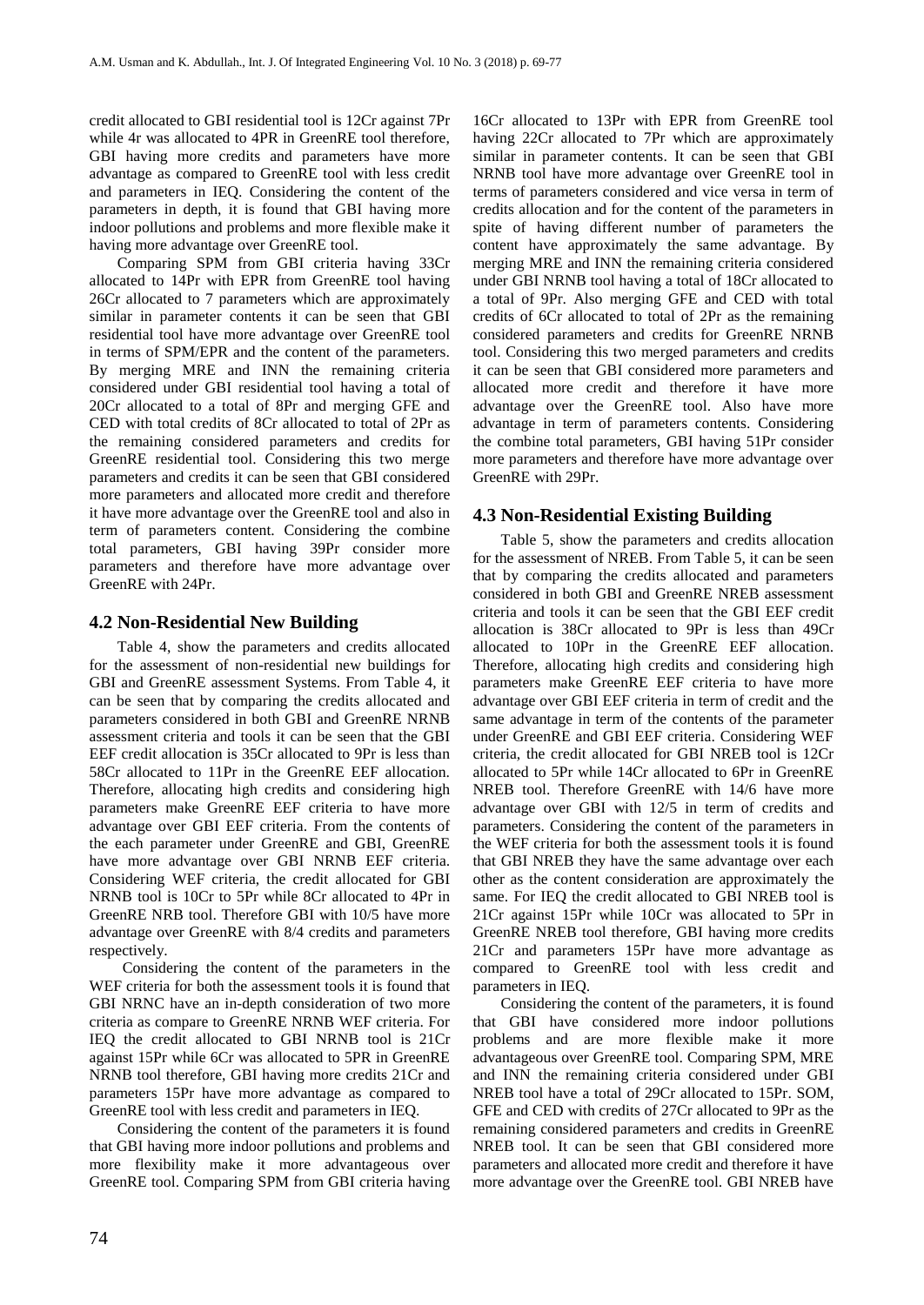credit allocated to GBI residential tool is 12Cr against 7Pr while 4r was allocated to 4PR in GreenRE tool therefore, GBI having more credits and parameters have more advantage as compared to GreenRE tool with less credit and parameters in IEQ. Considering the content of the parameters in depth, it is found that GBI having more indoor pollutions and problems and more flexible make it having more advantage over GreenRE tool.

Comparing SPM from GBI criteria having 33Cr allocated to 14Pr with EPR from GreenRE tool having 26Cr allocated to 7 parameters which are approximately similar in parameter contents it can be seen that GBI residential tool have more advantage over GreenRE tool in terms of SPM/EPR and the content of the parameters. By merging MRE and INN the remaining criteria considered under GBI residential tool having a total of 20Cr allocated to a total of 8Pr and merging GFE and CED with total credits of 8Cr allocated to total of 2Pr as the remaining considered parameters and credits for GreenRE residential tool. Considering this two merge parameters and credits it can be seen that GBI considered more parameters and allocated more credit and therefore it have more advantage over the GreenRE tool and also in term of parameters content. Considering the combine total parameters, GBI having 39Pr consider more parameters and therefore have more advantage over GreenRE with 24Pr.

## 4.2 Non-Residential New Building

Table 4, show the parameters and credits allocated for the assessment of non-residential new buildings for GBI and GreenRE assessment Systems. From Table 4, it can be seen that by comparing the credits allocated and parameters considered in both GBI and GreenRE NRNB assessment criteria and tools it can be seen that the GBI EEF credit allocation is 35Cr allocated to 9Pr is less than 58Cr allocated to 11Pr in the GreenRE EEF allocation. Therefore, allocating high credits and considering high parameters make GreenRE EEF criteria to have more advantage over GBI EEF criteria. From the contents of the each parameter under GreenRE and GBI, GreenRE have more advantage over GBI NRNB EEF criteria. Considering WEF criteria, the credit allocated for GBI NRNB tool is 10Cr to 5Pr while 8Cr allocated to 4Pr in GreenRE NRB tool. Therefore GBI with 10/5 have more advantage over GreenRE with 8/4 credits and parameters respectively.

Considering the content of the parameters in the WEF criteria for both the assessment tools it is found that GBI NRNC have an in-depth consideration of two more criteria as compare to GreenRE NRNB WEF criteria. For IEQ the credit allocated to GBI NRNB tool is 21Cr against 15Pr while 6Cr was allocated to 5PR in GreenRE NRNB tool therefore, GBI having more credits 21Cr and parameters 15Pr have more advantage as compared to GreenRE tool with less credit and parameters in IEQ.

Considering the content of the parameters it is found that GBI having more indoor pollutions and problems and more flexibility make it more advantageous over GreenRE tool. Comparing SPM from GBI criteria having 16Cr allocated to 13Pr with EPR from GreenRE tool having 22Cr allocated to 7Pr which are approximately similar in parameter contents. It can be seen that GBI NRNB tool have more advantage over GreenRE tool in terms of parameters considered and vice versa in term of credits allocation and for the content of the parameters in spite of having different number of parameters the content have approximately the same advantage. By merging MRE and INN the remaining criteria considered under GBI NRNB tool having a total of 18Cr allocated to a total of 9Pr. Also merging GFE and CED with total credits of 6Cr allocated to total of 2Pr as the remaining considered parameters and credits for GreenRE NRNB tool. Considering this two merged parameters and credits it can be seen that GBI considered more parameters and allocated more credit and therefore it have more advantage over the GreenRE tool. Also have more advantage in term of parameters contents. Considering the combine total parameters, GBI having 51Pr consider more parameters and therefore have more advantage over GreenRE with 29Pr.

## 4.3 Non-Residential Existing Building

Table 5, show the parameters and credits allocation for the assessment of NREB. From Table 5, it can be seen that by comparing the credits allocated and parameters considered in both GBI and GreenRE NREB assessment criteria and tools it can be seen that the GBI EEF credit allocation is 38Cr allocated to 9Pr is less than 49Cr allocated to 10Pr in the GreenRE EEF allocation. Therefore, allocating high credits and considering high parameters make GreenRE EEF criteria to have more advantage over GBI EEF criteria in term of credit and the same advantage in term of the contents of the parameter under GreenRE and GBI EEF criteria. Considering WEF criteria, the credit allocated for GBI NREB tool is 12Cr allocated to 5Pr while 14Cr allocated to 6Pr in GreenRE NREB tool. Therefore GreenRE with 14/6 have more advantage over GBI with 12/5 in term of credits and parameters. Considering the content of the parameters in the WEF criteria for both the assessment tools it is found that GBI NREB they have the same advantage over each other as the content consideration are approximately the same. For IEQ the credit allocated to GBI NREB tool is 21Cr against 15Pr while 10Cr was allocated to 5Pr in GreenRE NREB tool therefore, GBI having more credits 21Cr and parameters 15Pr have more advantage as compared to GreenRE tool with less credit and parameters in IEQ.

Considering the content of the parameters, it is found that GBI have considered more indoor pollutions problems and are more flexible make it more advantageous over GreenRE tool. Comparing SPM, MRE and INN the remaining criteria considered under GBI NREB tool have a total of 29Cr allocated to 15Pr. SOM, GFE and CED with credits of 27Cr allocated to 9Pr as the remaining considered parameters and credits in GreenRE NREB tool. It can be seen that GBI considered more parameters and allocated more credit and therefore it have more advantage over the GreenRE tool. GBI NREB have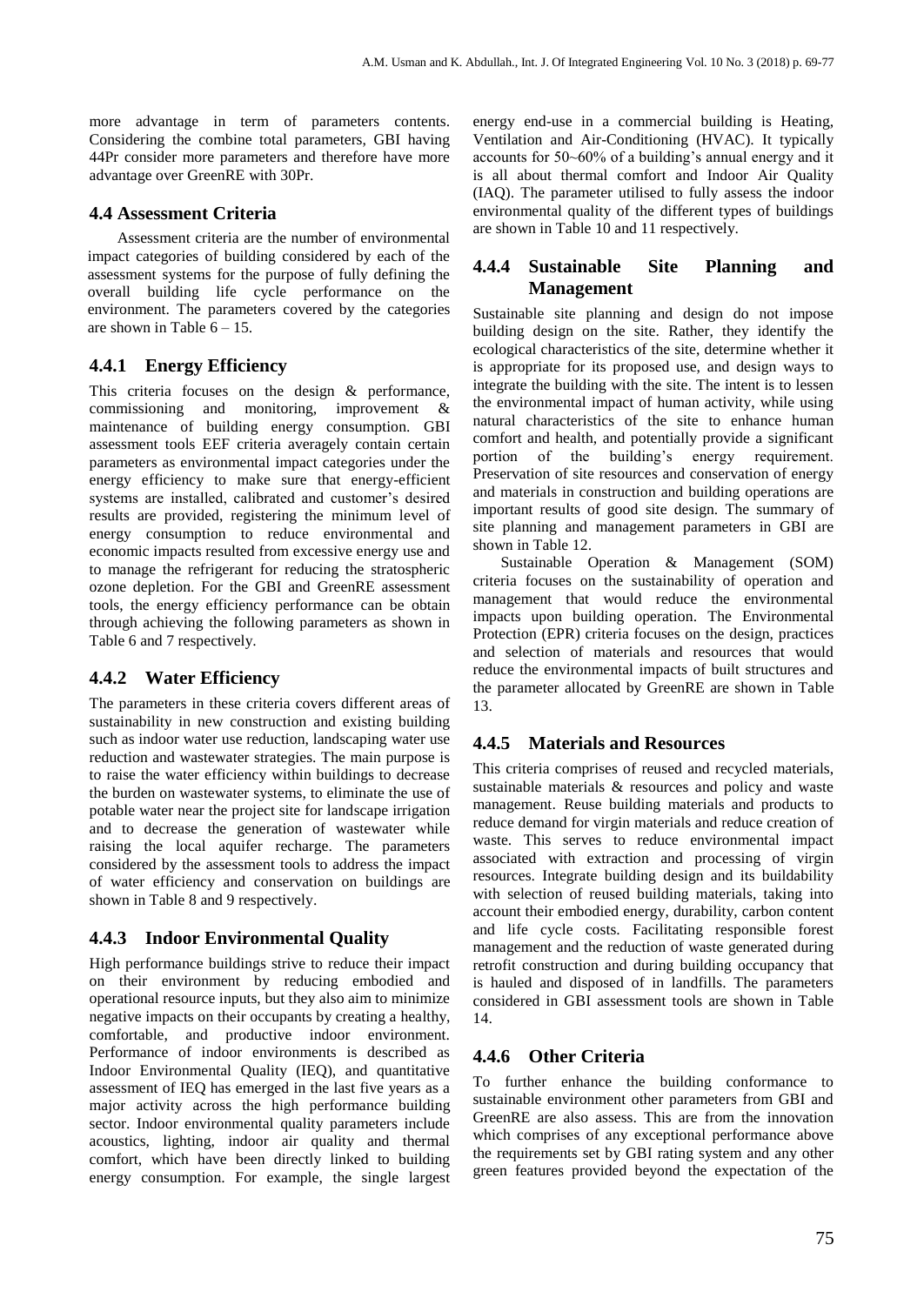more advantage in term of parameters contents. Considering the combine total parameters, GBI having 44Pr consider more parameters and therefore have more advantage over GreenRE with 30Pr.

### 4.4 Assessment Criteria

Assessment criteria are the number of environmental impact categories of building considered by each of the assessment systems for the purpose of fully defining the overall building life cycle performance on the environment. The parameters covered by the categories are shown in Table 6 – 15.

### 4.4.1 Energy Efficiency

This criteria focuses on the design & performance, commissioning and monitoring, improvement & maintenance of building energy consumption. GBI assessment tools EEF criteria averagely contain certain parameters as environmental impact categories under the energy efficiency to make sure that energy-efficient systems are installed, calibrated and customer's desired results are provided, registering the minimum level of energy consumption to reduce environmental and economic impacts resulted from excessive energy use and to manage the refrigerant for reducing the stratospheric ozone depletion. For the GBI and GreenRE assessment tools, the energy efficiency performance can be obtain through achieving the following parameters as shown in Table 6 and 7 respectively.

### 4.4.2 Water Efficiency

The parameters in these criteria covers different areas of sustainability in new construction and existing building such as indoor water use reduction, landscaping water use reduction and wastewater strategies. The main purpose is to raise the water efficiency within buildings to decrease the burden on wastewater systems, to eliminate the use of potable water near the project site for landscape irrigation and to decrease the generation of wastewater while raising the local aquifer recharge. The parameters considered by the assessment tools to address the impact of water efficiency and conservation on buildings are shown in Table 8 and 9 respectively.

### 4.4.3 Indoor Environmental Quality

High performance buildings strive to reduce their impact on their environment by reducing embodied and operational resource inputs, but they also aim to minimize negative impacts on their occupants by creating a healthy, comfortable, and productive indoor environment. Performance of indoor environments is described as Indoor Environmental Quality (IEQ), and quantitative assessment of IEQ has emerged in the last five years as a major activity across the high performance building sector. Indoor environmental quality parameters include acoustics, lighting, indoor air quality and thermal comfort, which have been directly linked to building energy consumption. For example, the single largest energy end-use in a commercial building is Heating, Ventilation and Air-Conditioning (HVAC). It typically accounts for 50~60% of a building's annual energy and it is all about thermal comfort and Indoor Air Quality (IAQ). The parameter utilised to fully assess the indoor environmental quality of the different types of buildings are shown in Table 10 and 11 respectively.

### 4.4.4 Sustainable Site Planning and Management

Sustainable site planning and design do not impose building design on the site. Rather, they identify the ecological characteristics of the site, determine whether it is appropriate for its proposed use, and design ways to integrate the building with the site. The intent is to lessen the environmental impact of human activity, while using natural characteristics of the site to enhance human comfort and health, and potentially provide a significant portion of the building's energy requirement. Preservation of site resources and conservation of energy and materials in construction and building operations are important results of good site design. The summary of site planning and management parameters in GBI are shown in Table 12.

Sustainable Operation & Management (SOM) criteria focuses on the sustainability of operation and management that would reduce the environmental impacts upon building operation. The Environmental Protection (EPR) criteria focuses on the design, practices and selection of materials and resources that would reduce the environmental impacts of built structures and the parameter allocated by GreenRE are shown in Table 13.

### 4.4.5 Materials and Resources

This criteria comprises of reused and recycled materials, sustainable materials & resources and policy and waste management. Reuse building materials and products to reduce demand for virgin materials and reduce creation of waste. This serves to reduce environmental impact associated with extraction and processing of virgin resources. Integrate building design and its buildability with selection of reused building materials, taking into account their embodied energy, durability, carbon content and life cycle costs. Facilitating responsible forest management and the reduction of waste generated during retrofit construction and during building occupancy that is hauled and disposed of in landfills. The parameters considered in GBI assessment tools are shown in Table 14.

### 4.4.6 Other Criteria

To further enhance the building conformance to sustainable environment other parameters from GBI and GreenRE are also assess. This are from the innovation which comprises of any exceptional performance above the requirements set by GBI rating system and any other green features provided beyond the expectation of the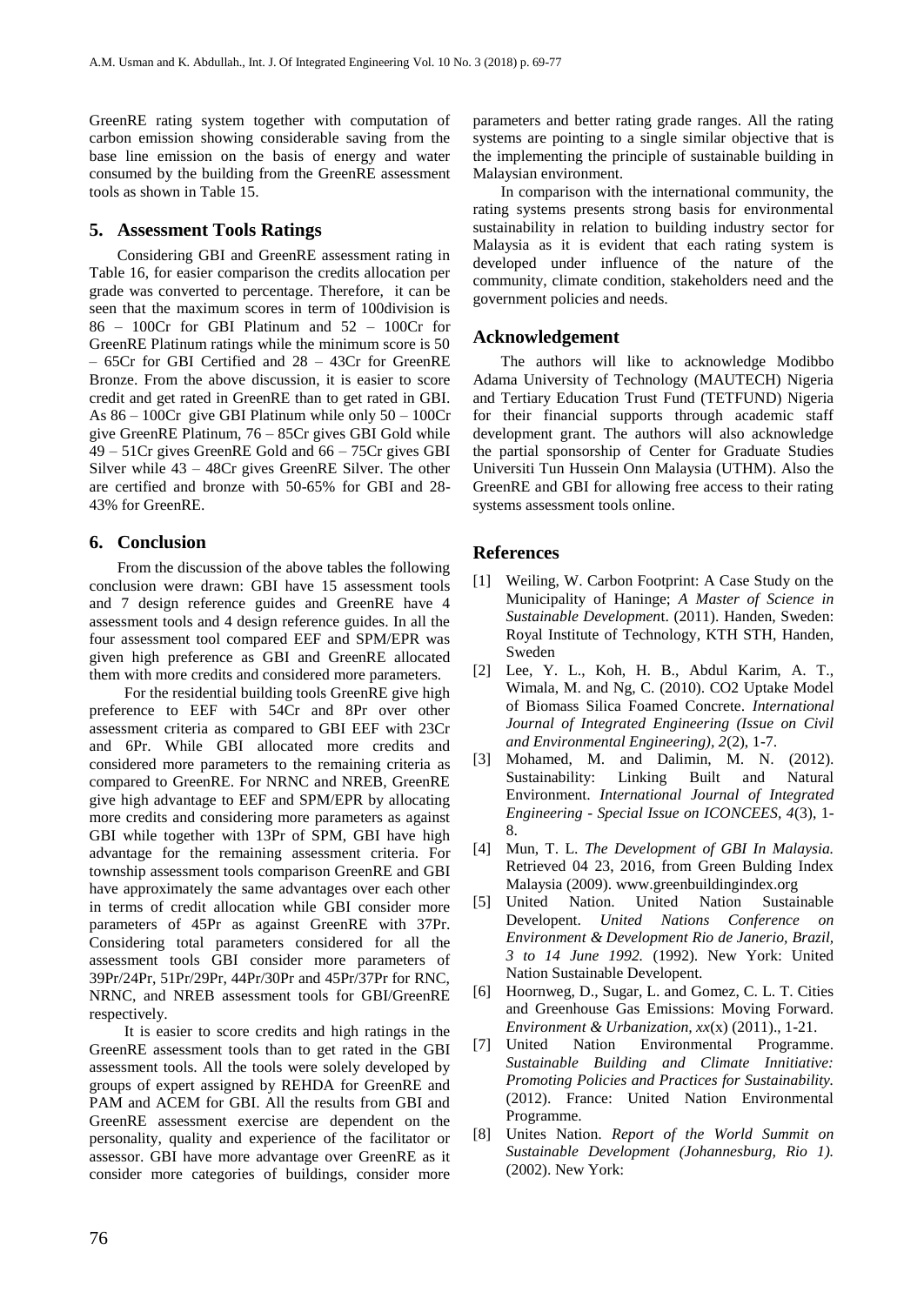GreenRE rating system together with computation of carbon emission showing considerable saving from the base line emission on the basis of energy and water consumed by the building from the GreenRE assessment tools as shown in Table 15.

## 5. Assessment Tools Ratings

Considering GBI and GreenRE assessment rating in Table 16, for easier comparison the credits allocation per grade was converted to percentage. Therefore, it can be seen that the maximum scores in term of 100division is 86 – 100Cr for GBI Platinum and 52 – 100Cr for GreenRE Platinum ratings while the minimum score is 50 – 65Cr for GBI Certified and 28 – 43Cr for GreenRE Bronze. From the above discussion, it is easier to score credit and get rated in GreenRE than to get rated in GBI. As 86 – 100Cr give GBI Platinum while only 50 – 100Cr give GreenRE Platinum, 76 – 85Cr gives GBI Gold while 49 – 51Cr gives GreenRE Gold and 66 – 75Cr gives GBI Silver while 43 – 48Cr gives GreenRE Silver. The other are certified and bronze with 50-65% for GBI and 28-43% for GreenRE.

## 6. Conclusion

From the discussion of the above tables the following conclusion were drawn: GBI have 15 assessment tools and 7 design reference guides and GreenRE have 4 assessment tools and 4 design reference guides. In all the four assessment tool compared EEF and SPM/EPR was given high preference as GBI and GreenRE allocated them with more credits and considered more parameters.

For the residential building tools GreenRE give high preference to EEF with 54Cr and 8Pr over other assessment criteria as compared to GBI EEF with 23Cr and 6Pr. While GBI allocated more credits and considered more parameters to the remaining criteria as compared to GreenRE. For NRNC and NREB, GreenRE give high advantage to EEF and SPM/EPR by allocating more credits and considering more parameters as against GBI while together with 13Pr of SPM, GBI have high advantage for the remaining assessment criteria. For township assessment tools comparison GreenRE and GBI have approximately the same advantages over each other in terms of credit allocation while GBI consider more parameters of 45Pr as against GreenRE with 37Pr. Considering total parameters considered for all the assessment tools GBI consider more parameters of 39Pr/24Pr, 51Pr/29Pr, 44Pr/30Pr and 45Pr/37Pr for RNC, NRNC, and NREB assessment tools for GBI/GreenRE respectively.

It is easier to score credits and high ratings in the GreenRE assessment tools than to get rated in the GBI assessment tools. All the tools were solely developed by groups of expert assigned by REHDA for GreenRE and PAM and ACEM for GBI. All the results from GBI and GreenRE assessment exercise are dependent on the personality, quality and experience of the facilitator or assessor. GBI have more advantage over GreenRE as it consider more categories of buildings, consider more parameters and better rating grade ranges. All the rating systems are pointing to a single similar objective that is the implementing the principle of sustainable building in Malaysian environment.

In comparison with the international community, the rating systems presents strong basis for environmental sustainability in relation to building industry sector for Malaysia as it is evident that each rating system is developed under influence of the nature of the community, climate condition, stakeholders need and the government policies and needs.

## Acknowledgement

The authors will like to acknowledge Modibbo Adama University of Technology (MAUTECH) Nigeria and Tertiary Education Trust Fund (TETFUND) Nigeria for their financial supports through academic staff development grant. The authors will also acknowledge the partial sponsorship of Center for Graduate Studies Universiti Tun Hussein Onn Malaysia (UTHM). Also the GreenRE and GBI for allowing free access to their rating systems assessment tools online.

## References

[1] Weiling, W. Carbon Footprint: A Case Study on the Municipality of Haninge; *A Master of Science in Sustainable Developmen*t. (2011). Handen, Sweden: Royal Institute of Technology, KTH STH, Handen, Sweden

[2] Lee, Y. L., Koh, H. B., Abdul Karim, A. T., Wimala, M. and Ng, C. (2010). CO2 Uptake Model of Biomass Silica Foamed Concrete. *International Journal of Integrated Engineering (Issue on Civil and Environmental Engineering), 2*(2), 1-7.

[3] Mohamed, M. and Dalimin, M. N. (2012). Sustainability: Linking Built and Natural Environment. *International Journal of Integrated Engineering - Special Issue on ICONCEES, 4*(3), 1-8.

[4] Mun, T. L. *The Development of GBI In Malaysia.* Retrieved 04 23, 2016, from Green Bulding Index Malaysia (2009). www.greenbuildingindex.org

[5] United Nation. United Nation Sustainable Developent. *United Nations Conference on Environment & Development Rio de Janerio, Brazil, 3 to 14 June 1992.* (1992). New York: United Nation Sustainable Developent.

[6] Hoornweg, D., Sugar, L. and Gomez, C. L. T. Cities and Greenhouse Gas Emissions: Moving Forward. *Environment & Urbanization, xx*(x) (2011)., 1-21.

[7] United Nation Environmental Programme. *Sustainable Building and Climate Innitiative: Promoting Policies and Practices for Sustainability.* (2012). France: United Nation Environmental Programme.

[8] Unites Nation. *Report of the World Summit on Sustainable Development (Johannesburg, Rio 1).* (2002). New York: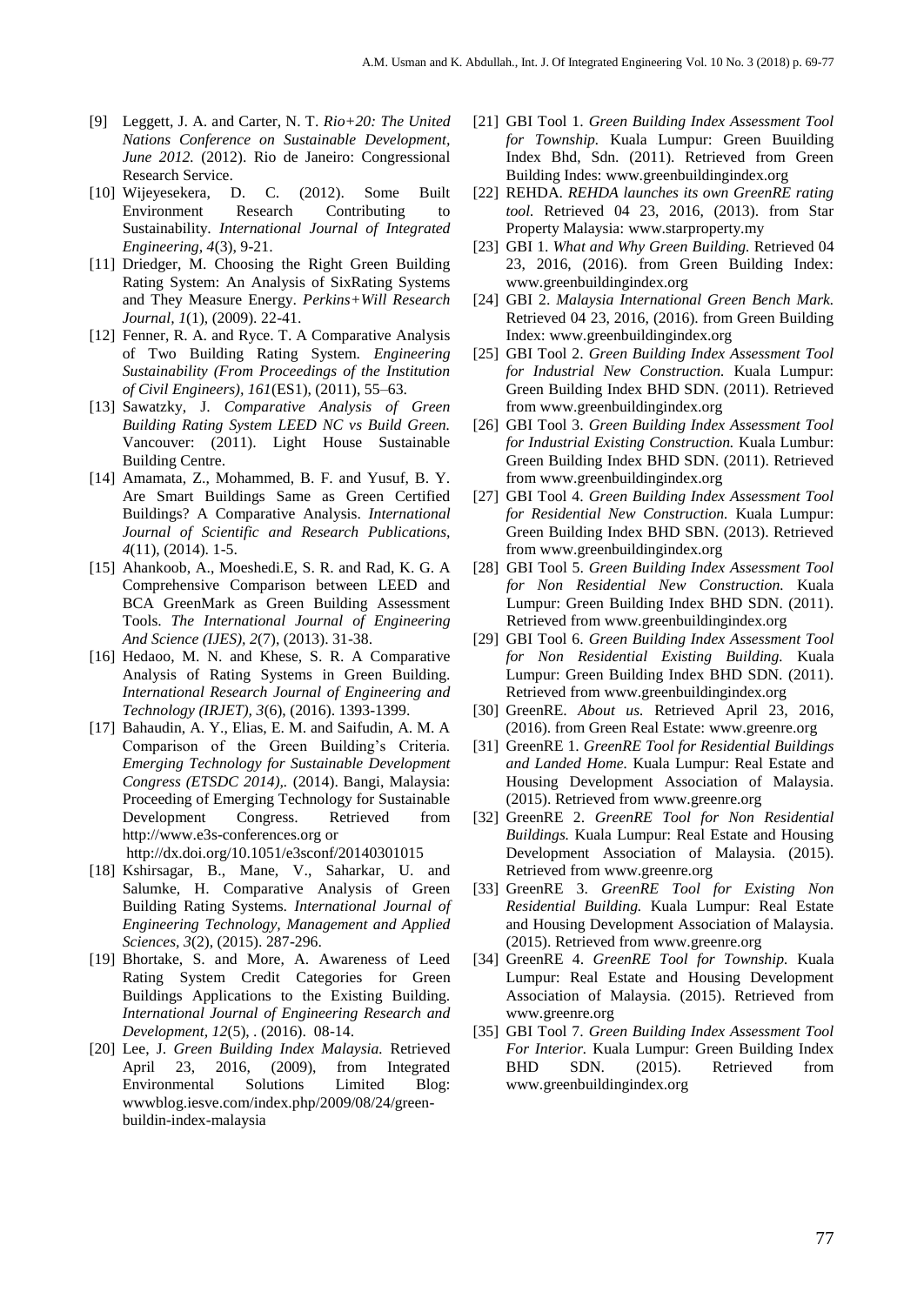[9] Leggett, J. A. and Carter, N. T. *Rio+20: The United Nations Conference on Sustainable Development, June 2012.* (2012). Rio de Janeiro: Congressional Research Service.

[10] Wijeyesekera, D. C. (2012). Some Built Environment Research Contributing to Sustainability. *International Journal of Integrated Engineering, 4*(3), 9-21.

[11] Driedger, M. Choosing the Right Green Building Rating System: An Analysis of SixRating Systems and They Measure Energy. *Perkins+Will Research Journal, 1*(1), (2009). 22-41.

[12] Fenner, R. A. and Ryce. T. A Comparative Analysis of Two Building Rating System. *Engineering Sustainability (From Proceedings of the Institution of Civil Engineers), 161*(ES1), (2011), 55–63.

[13] Sawatzky, J. *Comparative Analysis of Green Building Rating System LEED NC vs Build Green.* Vancouver: (2011). Light House Sustainable Building Centre.

[14] Amamata, Z., Mohammed, B. F. and Yusuf, B. Y. Are Smart Buildings Same as Green Certified Buildings? A Comparative Analysis. *International Journal of Scientific and Research Publications, 4*(11), (2014). 1-5.

[15] Ahankoob, A., Moeshedi.E, S. R. and Rad, K. G. A Comprehensive Comparison between LEED and BCA GreenMark as Green Building Assessment Tools. *The International Journal of Engineering And Science (IJES), 2*(7), (2013). 31-38.

[16] Hedaoo, M. N. and Khese, S. R. A Comparative Analysis of Rating Systems in Green Building. *International Research Journal of Engineering and Technology (IRJET), 3*(6), (2016). 1393-1399.

[17] Bahaudin, A. Y., Elias, E. M. and Saifudin, A. M. A Comparison of the Green Building's Criteria. *Emerging Technology for Sustainable Development Congress (ETSDC 2014),.* (2014). Bangi, Malaysia: Proceeding of Emerging Technology for Sustainable Development Congress. Retrieved from http://www.e3s-conferences.org or http://dx.doi.org/10.1051/e3sconf/20140301015

[18] Kshirsagar, B., Mane, V., Saharkar, U. and Salumke, H. Comparative Analysis of Green Building Rating Systems. *International Journal of Engineering Technology, Management and Applied Sciences, 3*(2), (2015). 287-296.

[19] Bhortake, S. and More, A. Awareness of Leed Rating System Credit Categories for Green Buildings Applications to the Existing Building. *International Journal of Engineering Research and Development, 12*(5), . (2016). 08-14.

[20] Lee, J. *Green Building Index Malaysia.* Retrieved April 23, 2016, (2009), from Integrated Environmental Solutions Limited Blog: wwwblog.iesve.com/index.php/2009/08/24/green-buildin-index-malaysia

[21] GBI Tool 1. *Green Building Index Assessment Tool for Township.* Kuala Lumpur: Green Buuilding Index Bhd, Sdn. (2011). Retrieved from Green Building Indes: www.greenbuildingindex.org

[22] REHDA. *REHDA launches its own GreenRE rating tool.* Retrieved 04 23, 2016, (2013). from Star Property Malaysia: www.starproperty.my

[23] GBI 1. *What and Why Green Building.* Retrieved 04 23, 2016, (2016). from Green Building Index: www.greenbuildingindex.org

[24] GBI 2. *Malaysia International Green Bench Mark.* Retrieved 04 23, 2016, (2016). from Green Building Index: www.greenbuildingindex.org

[25] GBI Tool 2. *Green Building Index Assessment Tool for Industrial New Construction.* Kuala Lumpur: Green Building Index BHD SDN. (2011). Retrieved from www.greenbuildingindex.org

[26] GBI Tool 3. *Green Building Index Assessment Tool for Industrial Existing Construction.* Kuala Lumbur: Green Building Index BHD SDN. (2011). Retrieved from www.greenbuildingindex.org

[27] GBI Tool 4. *Green Building Index Assessment Tool for Residential New Construction.* Kuala Lumpur: Green Building Index BHD SBN. (2013). Retrieved from www.greenbuildingindex.org

[28] GBI Tool 5. *Green Building Index Assessment Tool for Non Residential New Construction.* Kuala Lumpur: Green Building Index BHD SDN. (2011). Retrieved from www.greenbuildingindex.org

[29] GBI Tool 6. *Green Building Index Assessment Tool for Non Residential Existing Building.* Kuala Lumpur: Green Building Index BHD SDN. (2011). Retrieved from www.greenbuildingindex.org

[30] GreenRE. *About us.* Retrieved April 23, 2016, (2016). from Green Real Estate: www.greenre.org

[31] GreenRE 1. *GreenRE Tool for Residential Buildings and Landed Home.* Kuala Lumpur: Real Estate and Housing Development Association of Malaysia. (2015). Retrieved from www.greenre.org

[32] GreenRE 2. *GreenRE Tool for Non Residential Buildings.* Kuala Lumpur: Real Estate and Housing Development Association of Malaysia. (2015). Retrieved from www.greenre.org

[33] GreenRE 3. *GreenRE Tool for Existing Non Residential Building.* Kuala Lumpur: Real Estate and Housing Development Association of Malaysia. (2015). Retrieved from www.greenre.org

[34] GreenRE 4. *GreenRE Tool for Township.* Kuala Lumpur: Real Estate and Housing Development Association of Malaysia. (2015). Retrieved from www.greenre.org

[35] GBI Tool 7. *Green Building Index Assessment Tool For Interior.* Kuala Lumpur: Green Building Index BHD SDN. (2015). Retrieved from www.greenbuildingindex.org